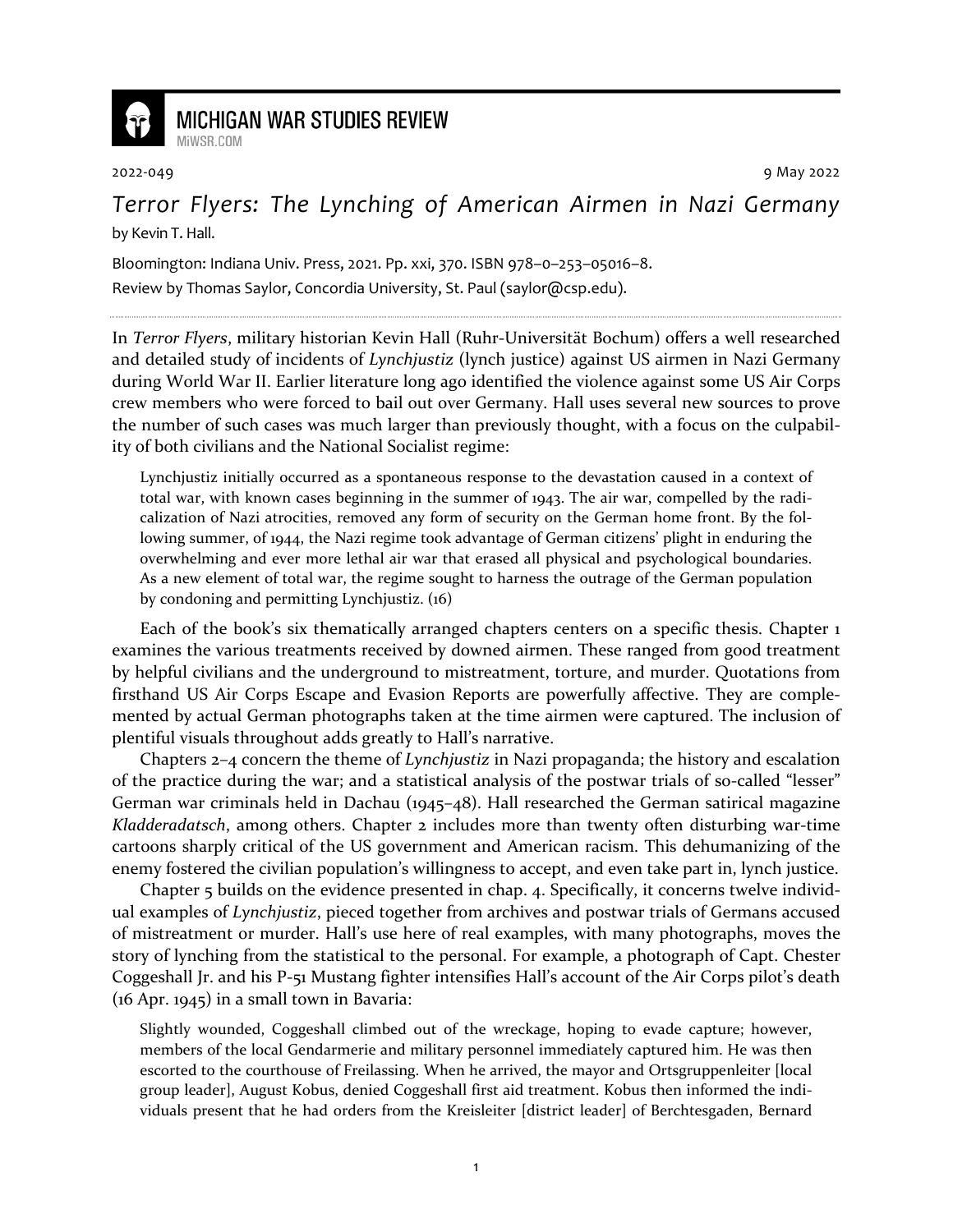**MICHIGAN WAR STUDIES REVIEW**
MiWSR.COM

2022-049 9 May 2022

# *Terror Flyers: The Lynching of American Airmen in Nazi Germany*

by Kevin T. Hall.

Bloomington: Indiana Univ. Press, 2021. Pp. xxi, 370. ISBN 978–0–253–05016–8.
Review by Thomas Saylor, Concordia University, St. Paul (saylor@csp.edu).

---

In *Terror Flyers*, military historian Kevin Hall (Ruhr-Universität Bochum) offers a well researched and detailed study of incidents of *Lynchjustiz* (lynch justice) against US airmen in Nazi Germany during World War II. Earlier literature long ago identified the violence against some US Air Corps crew members who were forced to bail out over Germany. Hall uses several new sources to prove the number of such cases was much larger than previously thought, with a focus on the culpability of both civilians and the National Socialist regime:

> Lynchjustiz initially occurred as a spontaneous response to the devastation caused in a context of total war, with known cases beginning in the summer of 1943. The air war, compelled by the radicalization of Nazi atrocities, removed any form of security on the German home front. By the following summer, of 1944, the Nazi regime took advantage of German citizens' plight in enduring the overwhelming and ever more lethal air war that erased all physical and psychological boundaries. As a new element of total war, the regime sought to harness the outrage of the German population by condoning and permitting Lynchjustiz. (16)

Each of the book's six thematically arranged chapters centers on a specific thesis. Chapter 1 examines the various treatments received by downed airmen. These ranged from good treatment by helpful civilians and the underground to mistreatment, torture, and murder. Quotations from firsthand US Air Corps Escape and Evasion Reports are powerfully affective. They are complemented by actual German photographs taken at the time airmen were captured. The inclusion of plentiful visuals throughout adds greatly to Hall's narrative.

Chapters 2–4 concern the theme of *Lynchjustiz* in Nazi propaganda; the history and escalation of the practice during the war; and a statistical analysis of the postwar trials of so-called "lesser" German war criminals held in Dachau (1945–48). Hall researched the German satirical magazine *Kladderadatsch*, among others. Chapter 2 includes more than twenty often disturbing war-time cartoons sharply critical of the US government and American racism. This dehumanizing of the enemy fostered the civilian population's willingness to accept, and even take part in, lynch justice.

Chapter 5 builds on the evidence presented in chap. 4. Specifically, it concerns twelve individual examples of *Lynchjustiz*, pieced together from archives and postwar trials of Germans accused of mistreatment or murder. Hall's use here of real examples, with many photographs, moves the story of lynching from the statistical to the personal. For example, a photograph of Capt. Chester Coggeshall Jr. and his P-51 Mustang fighter intensifies Hall's account of the Air Corps pilot's death (16 Apr. 1945) in a small town in Bavaria:

> Slightly wounded, Coggeshall climbed out of the wreckage, hoping to evade capture; however, members of the local Gendarmerie and military personnel immediately captured him. He was then escorted to the courthouse of Freilassing. When he arrived, the mayor and Ortsgruppenleiter [local group leader], August Kobus, denied Coggeshall first aid treatment. Kobus then informed the individuals present that he had orders from the Kreisleiter [district leader] of Berchtesgaden, Bernard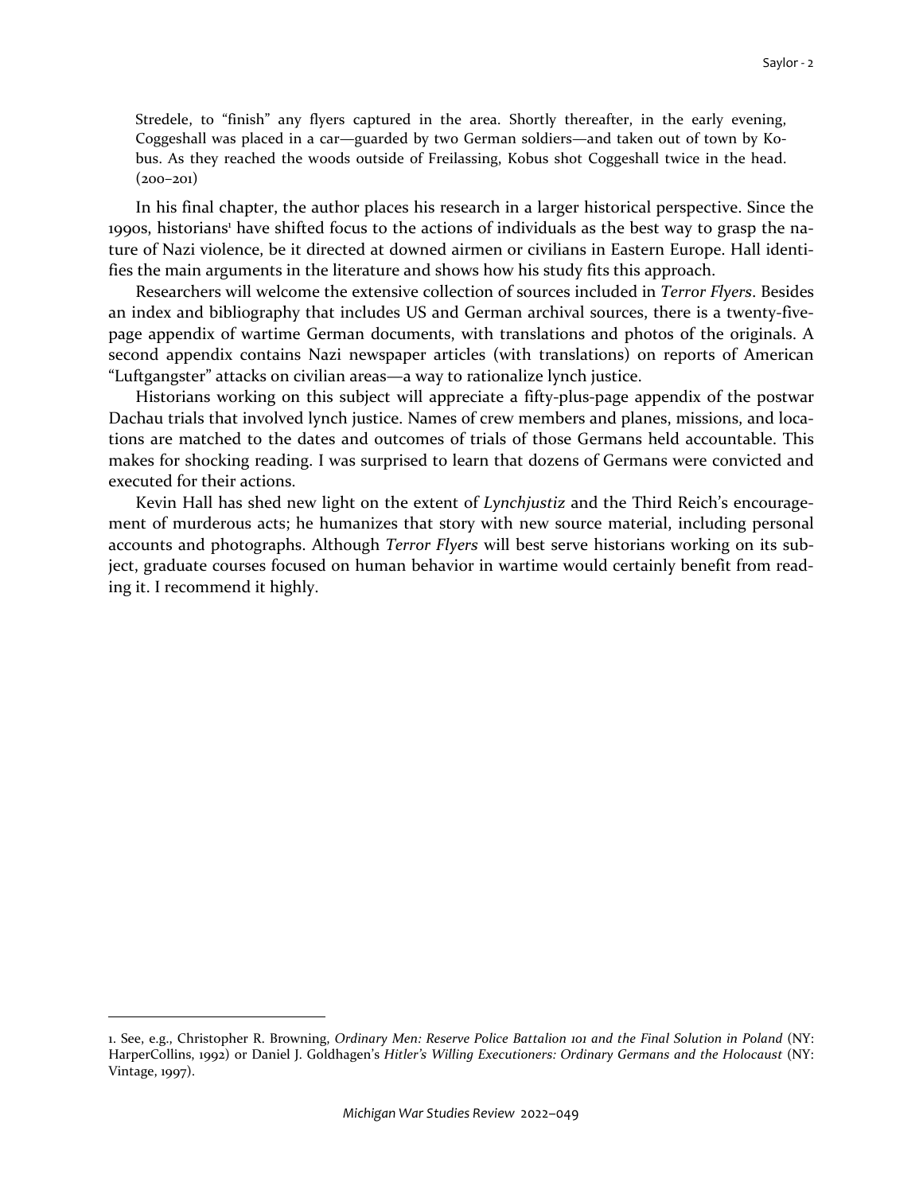> Stredele, to "finish" any flyers captured in the area. Shortly thereafter, in the early evening, Coggeshall was placed in a car—guarded by two German soldiers—and taken out of town by Kobus. As they reached the woods outside of Freilassing, Kobus shot Coggeshall twice in the head. (200–201)

In his final chapter, the author places his research in a larger historical perspective. Since the 1990s, historians[1] have shifted focus to the actions of individuals as the best way to grasp the nature of Nazi violence, be it directed at downed airmen or civilians in Eastern Europe. Hall identifies the main arguments in the literature and shows how his study fits this approach.

Researchers will welcome the extensive collection of sources included in *Terror Flyers*. Besides an index and bibliography that includes US and German archival sources, there is a twenty-five-page appendix of wartime German documents, with translations and photos of the originals. A second appendix contains Nazi newspaper articles (with translations) on reports of American "Luftgangster" attacks on civilian areas—a way to rationalize lynch justice.

Historians working on this subject will appreciate a fifty-plus-page appendix of the postwar Dachau trials that involved lynch justice. Names of crew members and planes, missions, and locations are matched to the dates and outcomes of trials of those Germans held accountable. This makes for shocking reading. I was surprised to learn that dozens of Germans were convicted and executed for their actions.

Kevin Hall has shed new light on the extent of *Lynchjustiz* and the Third Reich's encouragement of murderous acts; he humanizes that story with new source material, including personal accounts and photographs. Although *Terror Flyers* will best serve historians working on its subject, graduate courses focused on human behavior in wartime would certainly benefit from reading it. I recommend it highly.

---

1. See, e.g., Christopher R. Browning, *Ordinary Men: Reserve Police Battalion 101 and the Final Solution in Poland* (NY: HarperCollins, 1992) or Daniel J. Goldhagen's *Hitler's Willing Executioners: Ordinary Germans and the Holocaust* (NY: Vintage, 1997).